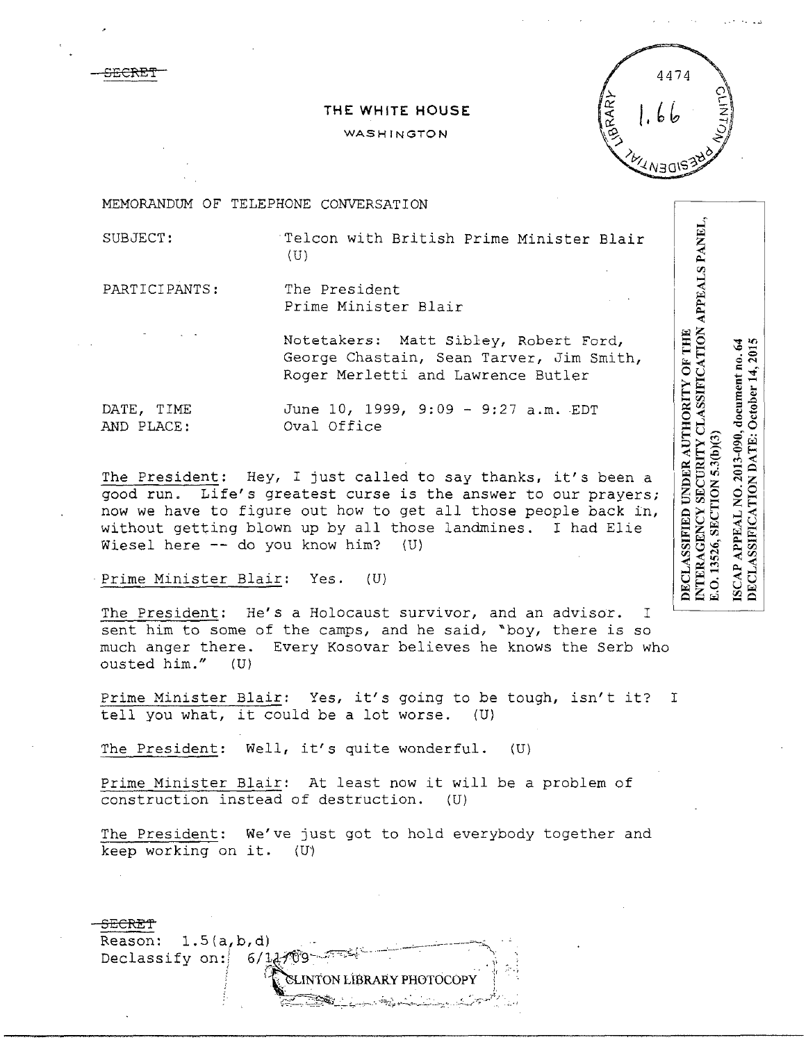~~SECRET~~

**THE WHITE HOUSE**

WASHINGTON

4474

1.66

CLINTON PRESIDENTIAL LIBRARY

MEMORANDUM OF TELEPHONE CONVERSATION

SUBJECT: Telcon with British Prime Minister Blair (U)

PARTICIPANTS: The President
Prime Minister Blair

Notetakers: Matt Sibley, Robert Ford, George Chastain, Sean Tarver, Jim Smith, Roger Merletti and Lawrence Butler

DATE, TIME AND PLACE: June 10, 1999, 9:09 - 9:27 a.m. EDT
Oval Office

DECLASSIFIED UNDER AUTHORITY OF THE INTERAGENCY SECURITY CLASSIFICATION APPEALS PANEL, E.O. 13526, SECTION 5.3(b)(3)

ISCAP APPEAL NO. 2013-090, document no. 64
DECLASSIFICATION DATE: October 14, 2015

The President: Hey, I just called to say thanks, it's been a good run. Life's greatest curse is the answer to our prayers; now we have to figure out how to get all those people back in, without getting blown up by all those landmines. I had Elie Wiesel here -- do you know him? (U)

Prime Minister Blair: Yes. (U)

The President: He's a Holocaust survivor, and an advisor. I sent him to some of the camps, and he said, "boy, there is so much anger there. Every Kosovar believes he knows the Serb who ousted him." (U)

Prime Minister Blair: Yes, it's going to be tough, isn't it? I tell you what, it could be a lot worse. (U)

The President: Well, it's quite wonderful. (U)

Prime Minister Blair: At least now it will be a problem of construction instead of destruction. (U)

The President: We've just got to hold everybody together and keep working on it. (U)

~~SECRET~~
Reason: 1.5(a,b,d)
Declassify on: 6/11/09

CLINTON LIBRARY PHOTOCOPY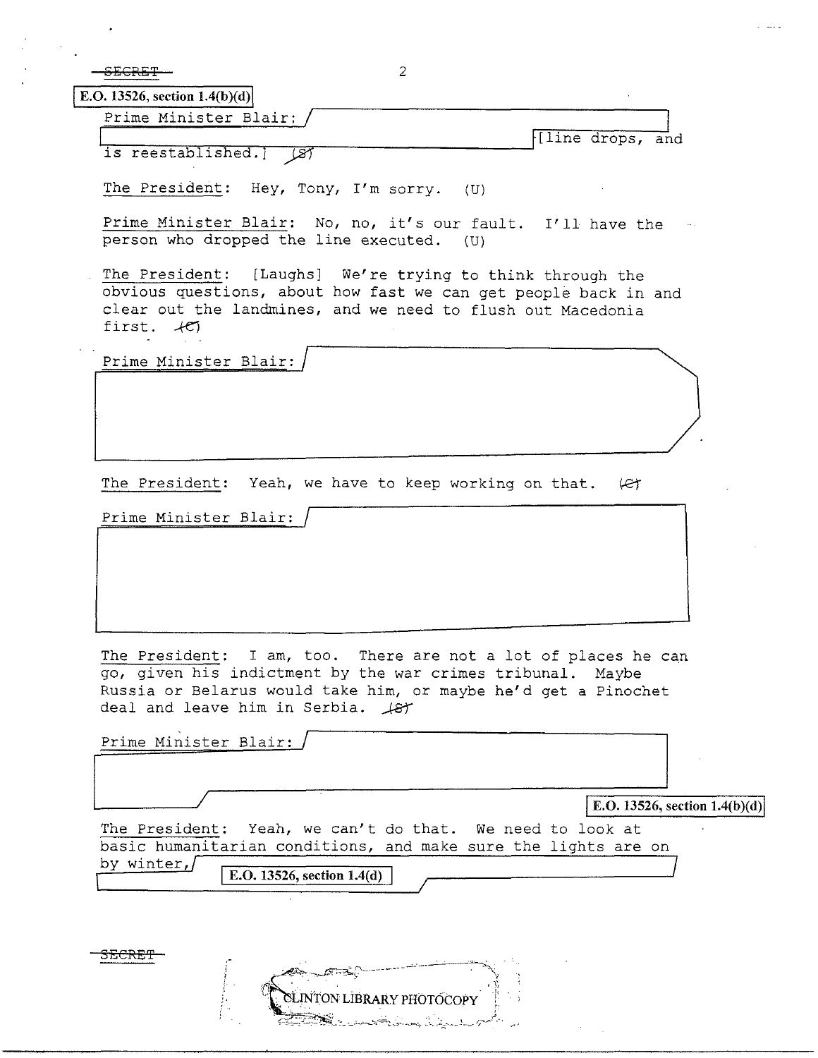SECRET

E.O. 13526, section 1.4(b)(d)

Prime Minister Blair: [line drops, and is reestablished.] (S)

The President: Hey, Tony, I'm sorry. (U)

Prime Minister Blair: No, no, it's our fault. I'll have the person who dropped the line executed. (U)

The President: [Laughs] We're trying to think through the obvious questions, about how fast we can get people back in and clear out the landmines, and we need to flush out Macedonia first. (C)

Prime Minister Blair:

The President: Yeah, we have to keep working on that. (C)

Prime Minister Blair:

The President: I am, too. There are not a lot of places he can go, given his indictment by the war crimes tribunal. Maybe Russia or Belarus would take him, or maybe he'd get a Pinochet deal and leave him in Serbia. (S)

Prime Minister Blair:

E.O. 13526, section 1.4(b)(d)

The President: Yeah, we can't do that. We need to look at basic humanitarian conditions, and make sure the lights are on by winter,

E.O. 13526, section 1.4(d)

SECRET

CLINTON LIBRARY PHOTOCOPY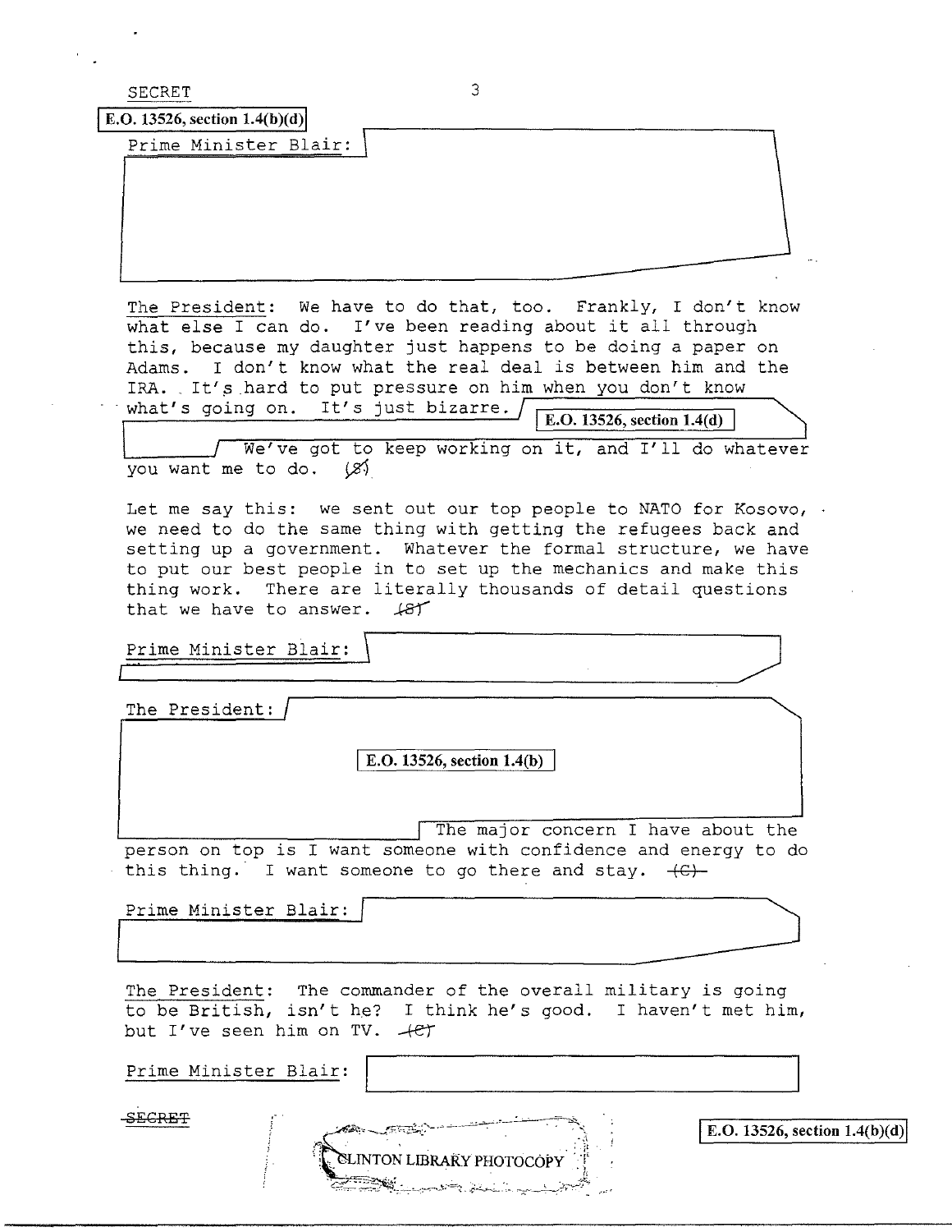SECRET

E.O. 13526, section 1.4(b)(d)

Prime Minister Blair:

The President: We have to do that, too. Frankly, I don't know what else I can do. I've been reading about it all through this, because my daughter just happens to be doing a paper on Adams. I don't know what the real deal is between him and the IRA. It's hard to put pressure on him when you don't know what's going on. It's just bizarre. E.O. 13526, section 1.4(d) We've got to keep working on it, and I'll do whatever you want me to do. (S)

Let me say this: we sent out our top people to NATO for Kosovo, we need to do the same thing with getting the refugees back and setting up a government. Whatever the formal structure, we have to put our best people in to set up the mechanics and make this thing work. There are literally thousands of detail questions that we have to answer. (S)

Prime Minister Blair:

The President: E.O. 13526, section 1.4(b) The major concern I have about the person on top is I want someone with confidence and energy to do this thing. I want someone to go there and stay. (C)

Prime Minister Blair:

The President: The commander of the overall military is going to be British, isn't he? I think he's good. I haven't met him, but I've seen him on TV. (C)

Prime Minister Blair:

SECRET

E.O. 13526, section 1.4(b)(d)

CLINTON LIBRARY PHOTOCOPY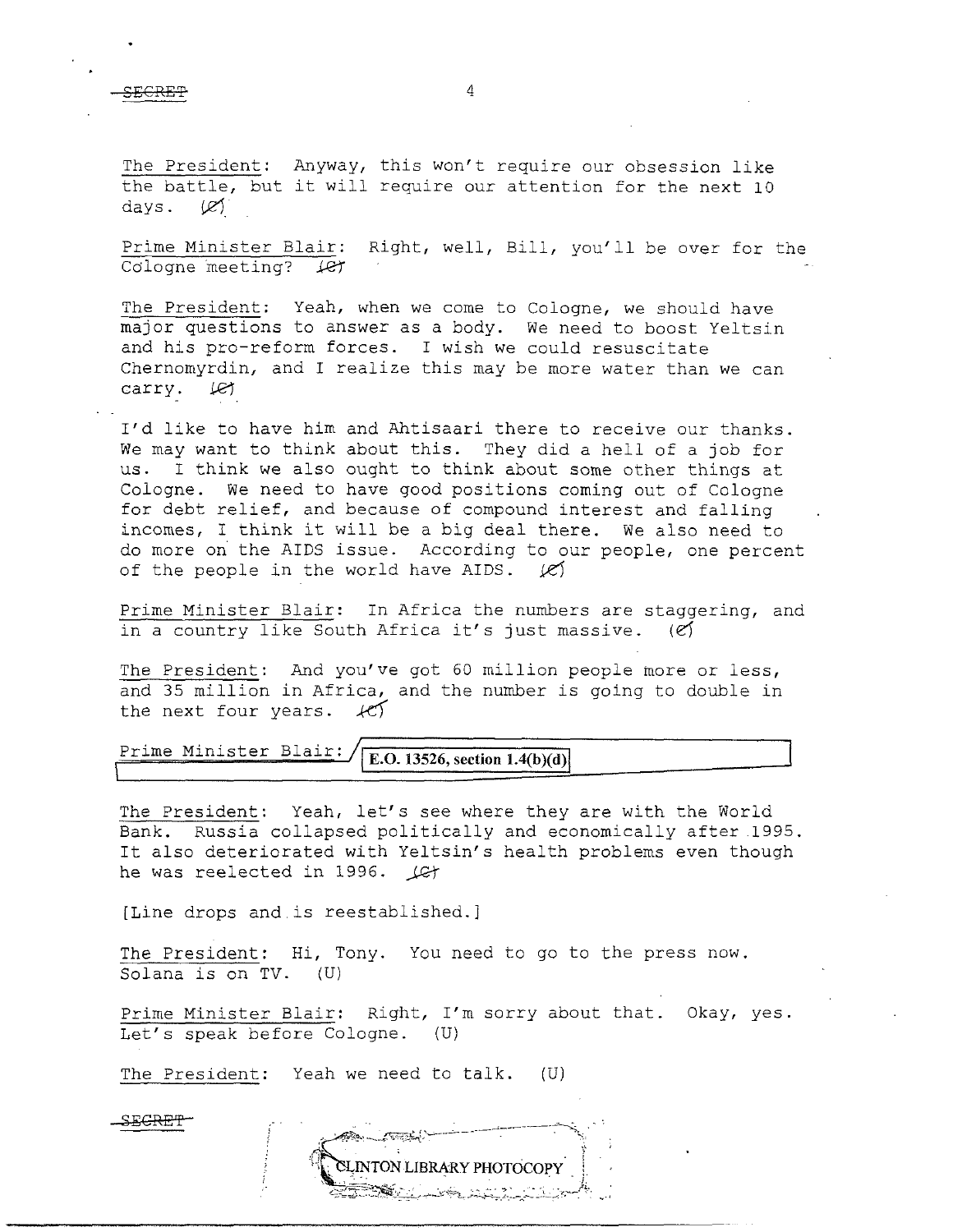The President: Anyway, this won't require our obsession like the battle, but it will require our attention for the next 10 days. (C)

Prime Minister Blair: Right, well, Bill, you'll be over for the Cologne meeting? (C)

The President: Yeah, when we come to Cologne, we should have major questions to answer as a body. We need to boost Yeltsin and his pro-reform forces. I wish we could resuscitate Chernomyrdin, and I realize this may be more water than we can carry. (C)

I'd like to have him and Ahtisaari there to receive our thanks. We may want to think about this. They did a hell of a job for us. I think we also ought to think about some other things at Cologne. We need to have good positions coming out of Cologne for debt relief, and because of compound interest and falling incomes, I think it will be a big deal there. We also need to do more on the AIDS issue. According to our people, one percent of the people in the world have AIDS. (C)

Prime Minister Blair: In Africa the numbers are staggering, and in a country like South Africa it's just massive. (C)

The President: And you've got 60 million people more or less, and 35 million in Africa, and the number is going to double in the next four years. (C)

Prime Minister Blair: E.O. 13526, section 1.4(b)(d)

The President: Yeah, let's see where they are with the World Bank. Russia collapsed politically and economically after 1995. It also deteriorated with Yeltsin's health problems even though he was reelected in 1996. (C)

[Line drops and is reestablished.]

The President: Hi, Tony. You need to go to the press now. Solana is on TV. (U)

Prime Minister Blair: Right, I'm sorry about that. Okay, yes. Let's speak before Cologne. (U)

The President: Yeah we need to talk. (U)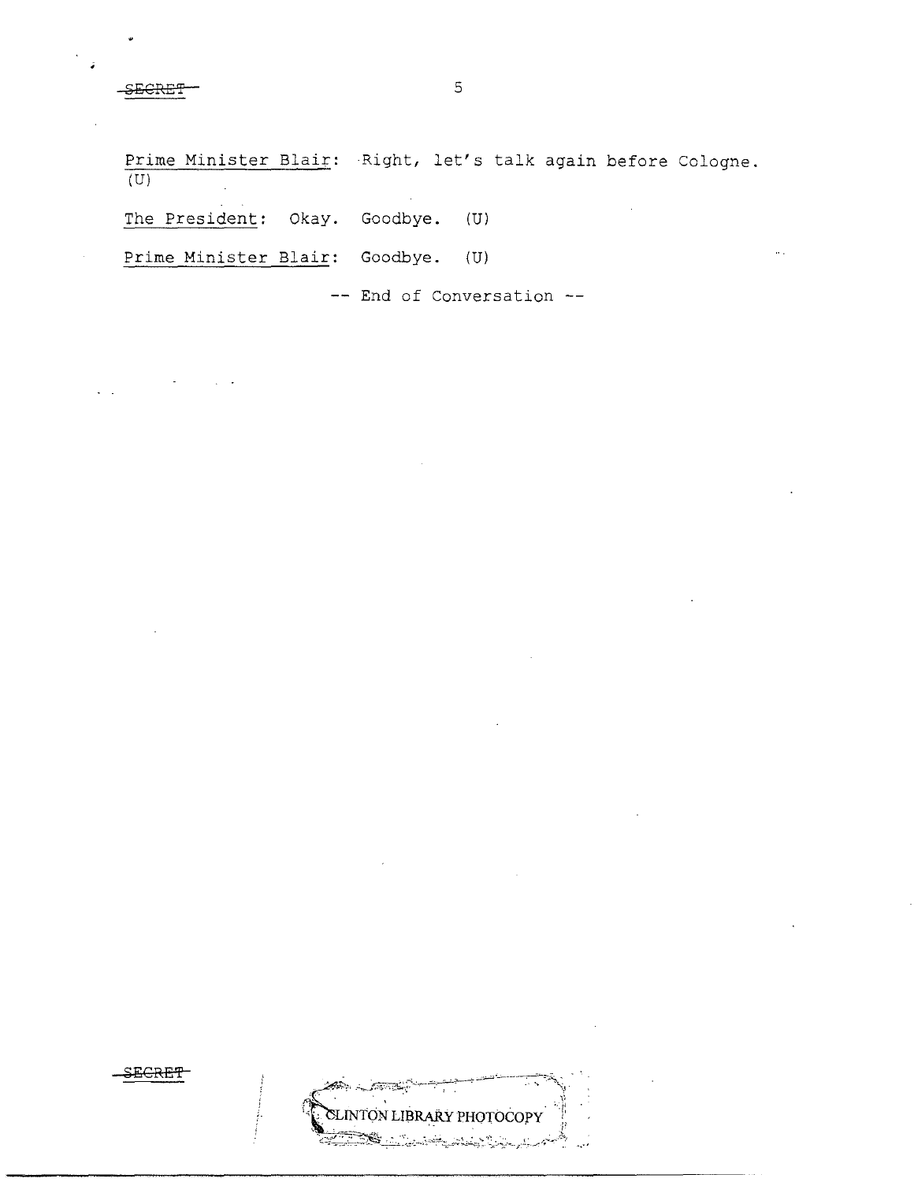Prime Minister Blair: Right, let's talk again before Cologne. (U)

The President: Okay. Goodbye. (U)

Prime Minister Blair: Goodbye. (U)

-- End of Conversation --